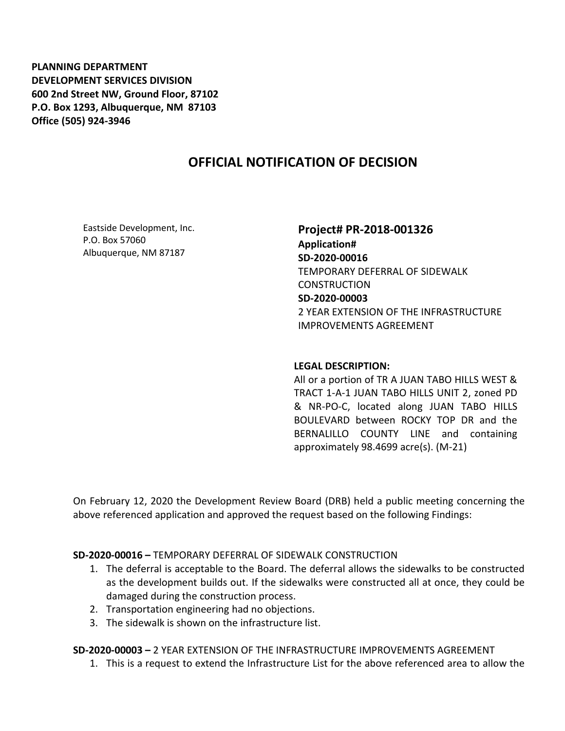**PLANNING DEPARTMENT**
**DEVELOPMENT SERVICES DIVISION**
**600 2nd Street NW, Ground Floor, 87102**
**P.O. Box 1293, Albuquerque, NM 87103**
**Office (505) 924-3946**

# OFFICIAL NOTIFICATION OF DECISION

Eastside Development, Inc.
P.O. Box 57060
Albuquerque, NM 87187

**Project# PR-2018-001326**
**Application#**
**SD-2020-00016**
TEMPORARY DEFERRAL OF SIDEWALK CONSTRUCTION
**SD-2020-00003**
2 YEAR EXTENSION OF THE INFRASTRUCTURE IMPROVEMENTS AGREEMENT

**LEGAL DESCRIPTION:**
All or a portion of TR A JUAN TABO HILLS WEST & TRACT 1-A-1 JUAN TABO HILLS UNIT 2, zoned PD & NR-PO-C, located along JUAN TABO HILLS BOULEVARD between ROCKY TOP DR and the BERNALILLO COUNTY LINE and containing approximately 98.4699 acre(s). (M-21)

On February 12, 2020 the Development Review Board (DRB) held a public meeting concerning the above referenced application and approved the request based on the following Findings:

**SD-2020-00016 –** TEMPORARY DEFERRAL OF SIDEWALK CONSTRUCTION

1. The deferral is acceptable to the Board. The deferral allows the sidewalks to be constructed as the development builds out. If the sidewalks were constructed all at once, they could be damaged during the construction process.
2. Transportation engineering had no objections.
3. The sidewalk is shown on the infrastructure list.

**SD-2020-00003 –** 2 YEAR EXTENSION OF THE INFRASTRUCTURE IMPROVEMENTS AGREEMENT

1. This is a request to extend the Infrastructure List for the above referenced area to allow the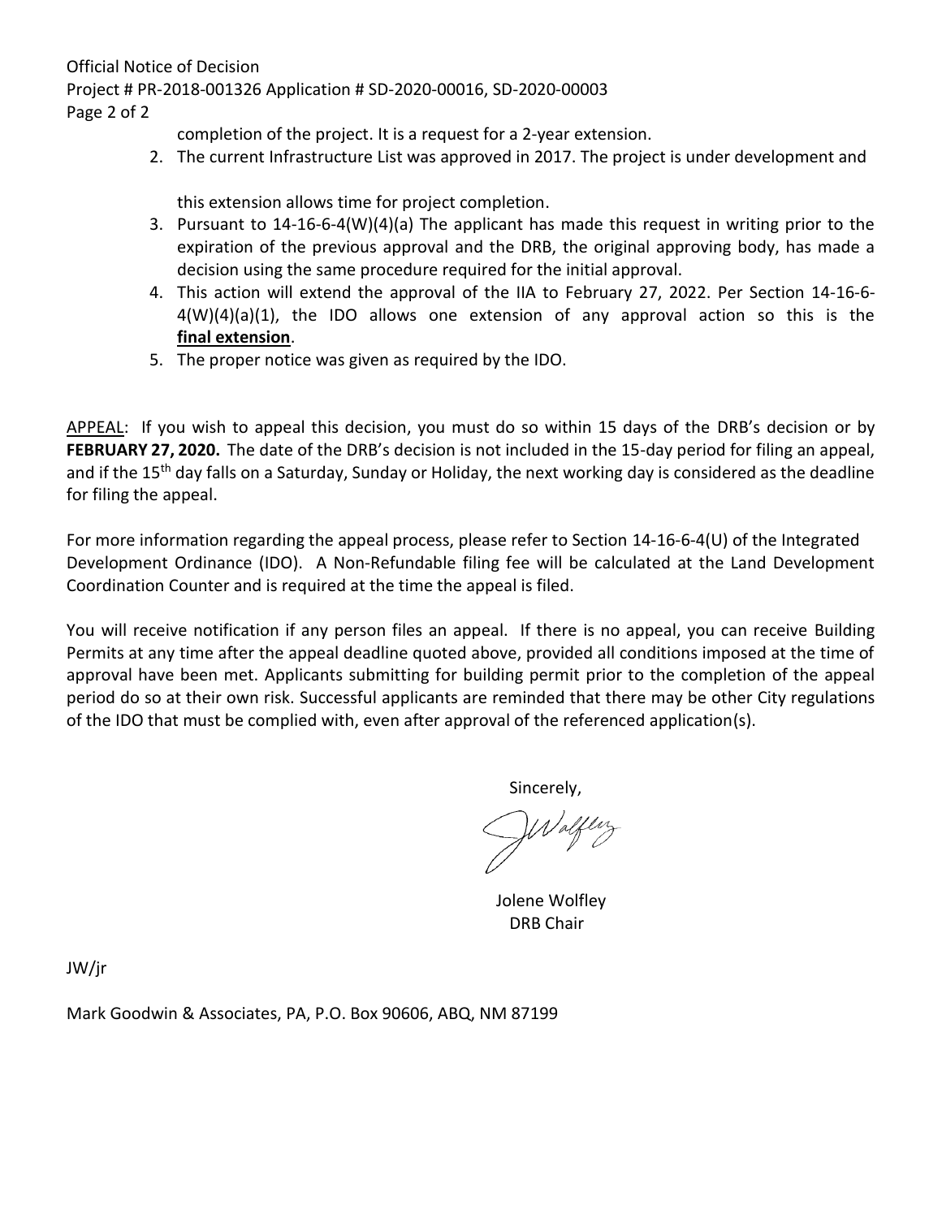completion of the project. It is a request for a 2-year extension.

2. The current Infrastructure List was approved in 2017. The project is under development and

   this extension allows time for project completion.

3. Pursuant to 14-16-6-4(W)(4)(a) The applicant has made this request in writing prior to the expiration of the previous approval and the DRB, the original approving body, has made a decision using the same procedure required for the initial approval.
4. This action will extend the approval of the IIA to February 27, 2022. Per Section 14-16-6-4(W)(4)(a)(1), the IDO allows one extension of any approval action so this is the **final extension**.
5. The proper notice was given as required by the IDO.

APPEAL: If you wish to appeal this decision, you must do so within 15 days of the DRB's decision or by **FEBRUARY 27, 2020.** The date of the DRB's decision is not included in the 15-day period for filing an appeal, and if the 15th day falls on a Saturday, Sunday or Holiday, the next working day is considered as the deadline for filing the appeal.

For more information regarding the appeal process, please refer to Section 14-16-6-4(U) of the Integrated Development Ordinance (IDO). A Non-Refundable filing fee will be calculated at the Land Development Coordination Counter and is required at the time the appeal is filed.

You will receive notification if any person files an appeal. If there is no appeal, you can receive Building Permits at any time after the appeal deadline quoted above, provided all conditions imposed at the time of approval have been met. Applicants submitting for building permit prior to the completion of the appeal period do so at their own risk. Successful applicants are reminded that there may be other City regulations of the IDO that must be complied with, even after approval of the referenced application(s).

Sincerely,

JWolfley

Jolene Wolfley
DRB Chair

JW/jr

Mark Goodwin & Associates, PA, P.O. Box 90606, ABQ, NM 87199